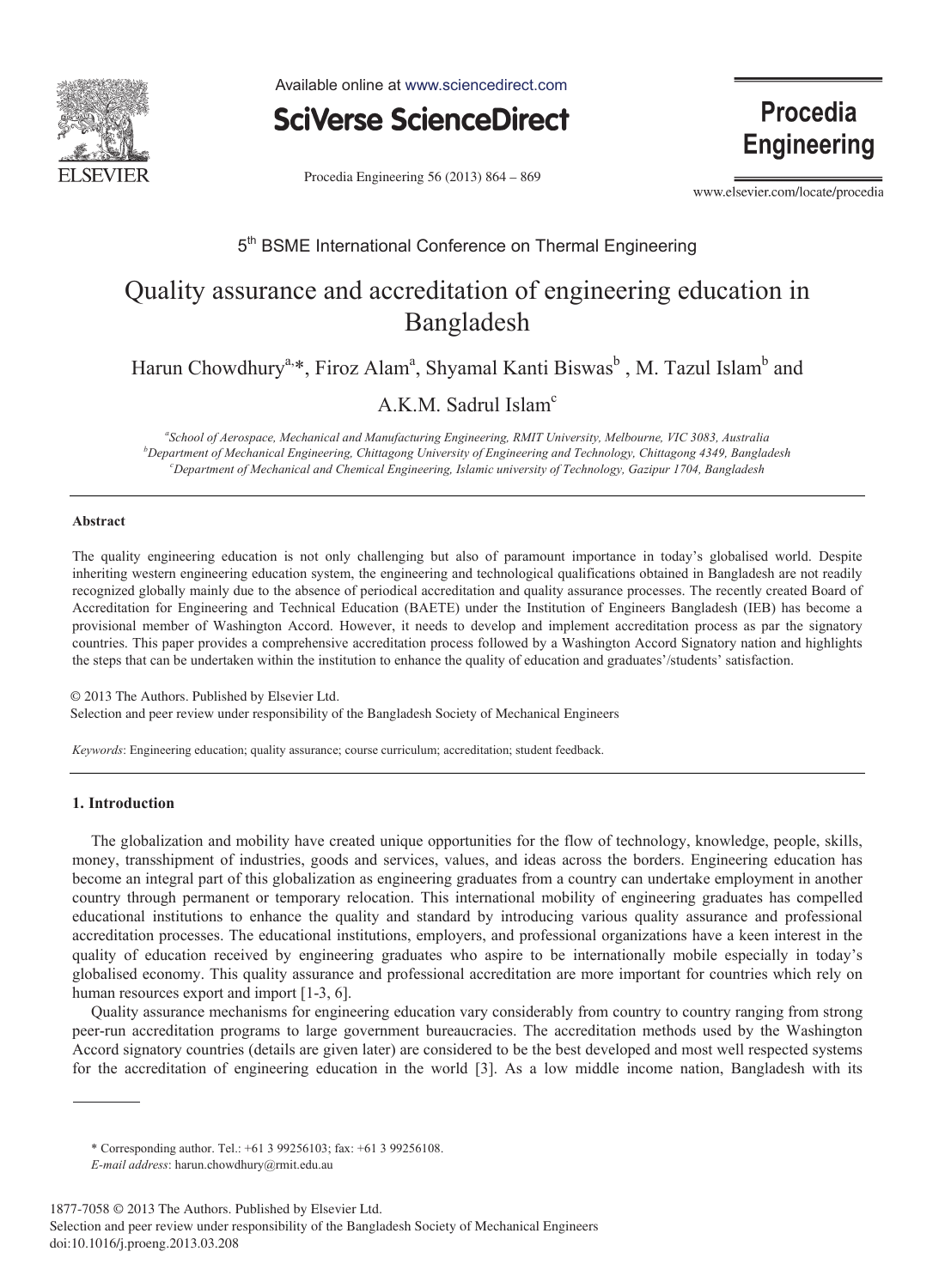5th BSME International Conference on Thermal Engineering

# Quality assurance and accreditation of engineering education in Bangladesh

Harun Chowdhury[a,*], Firoz Alam[a], Shyamal Kanti Biswas[b], M. Tazul Islam[b] and A.K.M. Sadrul Islam[c]

[a]*School of Aerospace, Mechanical and Manufacturing Engineering, RMIT University, Melbourne, VIC 3083, Australia*
[b]*Department of Mechanical Engineering, Chittagong University of Engineering and Technology, Chittagong 4349, Bangladesh*
[c]*Department of Mechanical and Chemical Engineering, Islamic university of Technology, Gazipur 1704, Bangladesh*

---

### Abstract

The quality engineering education is not only challenging but also of paramount importance in today's globalised world. Despite inheriting western engineering education system, the engineering and technological qualifications obtained in Bangladesh are not readily recognized globally mainly due to the absence of periodical accreditation and quality assurance processes. The recently created Board of Accreditation for Engineering and Technical Education (BAETE) under the Institution of Engineers Bangladesh (IEB) has become a provisional member of Washington Accord. However, it needs to develop and implement accreditation process as par the signatory countries. This paper provides a comprehensive accreditation process followed by a Washington Accord Signatory nation and highlights the steps that can be undertaken within the institution to enhance the quality of education and graduates'/students' satisfaction.

© 2013 The Authors. Published by Elsevier Ltd.
Selection and peer review under responsibility of the Bangladesh Society of Mechanical Engineers

*Keywords*: Engineering education; quality assurance; course curriculum; accreditation; student feedback.

---

## 1. Introduction

The globalization and mobility have created unique opportunities for the flow of technology, knowledge, people, skills, money, transshipment of industries, goods and services, values, and ideas across the borders. Engineering education has become an integral part of this globalization as engineering graduates from a country can undertake employment in another country through permanent or temporary relocation. This international mobility of engineering graduates has compelled educational institutions to enhance the quality and standard by introducing various quality assurance and professional accreditation processes. The educational institutions, employers, and professional organizations have a keen interest in the quality of education received by engineering graduates who aspire to be internationally mobile especially in today's globalised economy. This quality assurance and professional accreditation are more important for countries which rely on human resources export and import [1-3, 6].

Quality assurance mechanisms for engineering education vary considerably from country to country ranging from strong peer-run accreditation programs to large government bureaucracies. The accreditation methods used by the Washington Accord signatory countries (details are given later) are considered to be the best developed and most well respected systems for the accreditation of engineering education in the world [3]. As a low middle income nation, Bangladesh with its

---

\* Corresponding author. Tel.: +61 3 99256103; fax: +61 3 99256108.
*E-mail address*: harun.chowdhury@rmit.edu.au

1877-7058 © 2013 The Authors. Published by Elsevier Ltd.
Selection and peer review under responsibility of the Bangladesh Society of Mechanical Engineers
doi:10.1016/j.proeng.2013.03.208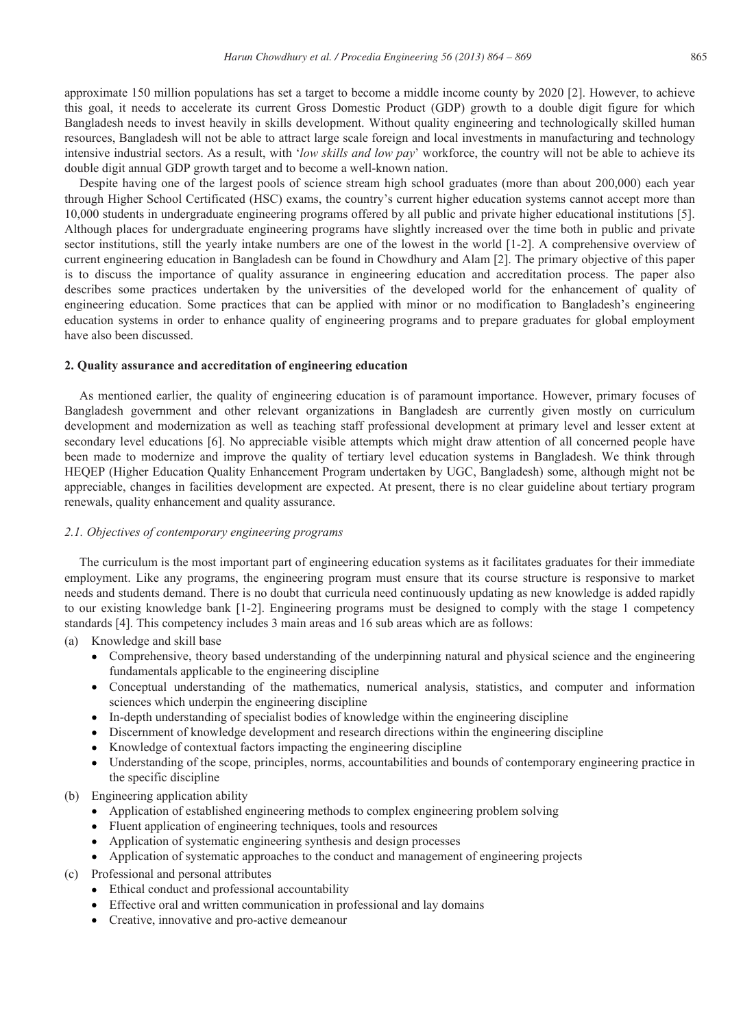approximate 150 million populations has set a target to become a middle income county by 2020 [2]. However, to achieve this goal, it needs to accelerate its current Gross Domestic Product (GDP) growth to a double digit figure for which Bangladesh needs to invest heavily in skills development. Without quality engineering and technologically skilled human resources, Bangladesh will not be able to attract large scale foreign and local investments in manufacturing and technology intensive industrial sectors. As a result, with '*low skills and low pay*' workforce, the country will not be able to achieve its double digit annual GDP growth target and to become a well-known nation.

Despite having one of the largest pools of science stream high school graduates (more than about 200,000) each year through Higher School Certificated (HSC) exams, the country's current higher education systems cannot accept more than 10,000 students in undergraduate engineering programs offered by all public and private higher educational institutions [5]. Although places for undergraduate engineering programs have slightly increased over the time both in public and private sector institutions, still the yearly intake numbers are one of the lowest in the world [1-2]. A comprehensive overview of current engineering education in Bangladesh can be found in Chowdhury and Alam [2]. The primary objective of this paper is to discuss the importance of quality assurance in engineering education and accreditation process. The paper also describes some practices undertaken by the universities of the developed world for the enhancement of quality of engineering education. Some practices that can be applied with minor or no modification to Bangladesh's engineering education systems in order to enhance quality of engineering programs and to prepare graduates for global employment have also been discussed.

## 2. Quality assurance and accreditation of engineering education

As mentioned earlier, the quality of engineering education is of paramount importance. However, primary focuses of Bangladesh government and other relevant organizations in Bangladesh are currently given mostly on curriculum development and modernization as well as teaching staff professional development at primary level and lesser extent at secondary level educations [6]. No appreciable visible attempts which might draw attention of all concerned people have been made to modernize and improve the quality of tertiary level education systems in Bangladesh. We think through HEQEP (Higher Education Quality Enhancement Program undertaken by UGC, Bangladesh) some, although might not be appreciable, changes in facilities development are expected. At present, there is no clear guideline about tertiary program renewals, quality enhancement and quality assurance.

### *2.1. Objectives of contemporary engineering programs*

The curriculum is the most important part of engineering education systems as it facilitates graduates for their immediate employment. Like any programs, the engineering program must ensure that its course structure is responsive to market needs and students demand. There is no doubt that curricula need continuously updating as new knowledge is added rapidly to our existing knowledge bank [1-2]. Engineering programs must be designed to comply with the stage 1 competency standards [4]. This competency includes 3 main areas and 16 sub areas which are as follows:

(a) Knowledge and skill base
- Comprehensive, theory based understanding of the underpinning natural and physical science and the engineering fundamentals applicable to the engineering discipline
- Conceptual understanding of the mathematics, numerical analysis, statistics, and computer and information sciences which underpin the engineering discipline
- In-depth understanding of specialist bodies of knowledge within the engineering discipline
- Discernment of knowledge development and research directions within the engineering discipline
- Knowledge of contextual factors impacting the engineering discipline
- Understanding of the scope, principles, norms, accountabilities and bounds of contemporary engineering practice in the specific discipline

(b) Engineering application ability
- Application of established engineering methods to complex engineering problem solving
- Fluent application of engineering techniques, tools and resources
- Application of systematic engineering synthesis and design processes
- Application of systematic approaches to the conduct and management of engineering projects

(c) Professional and personal attributes
- Ethical conduct and professional accountability
- Effective oral and written communication in professional and lay domains
- Creative, innovative and pro-active demeanour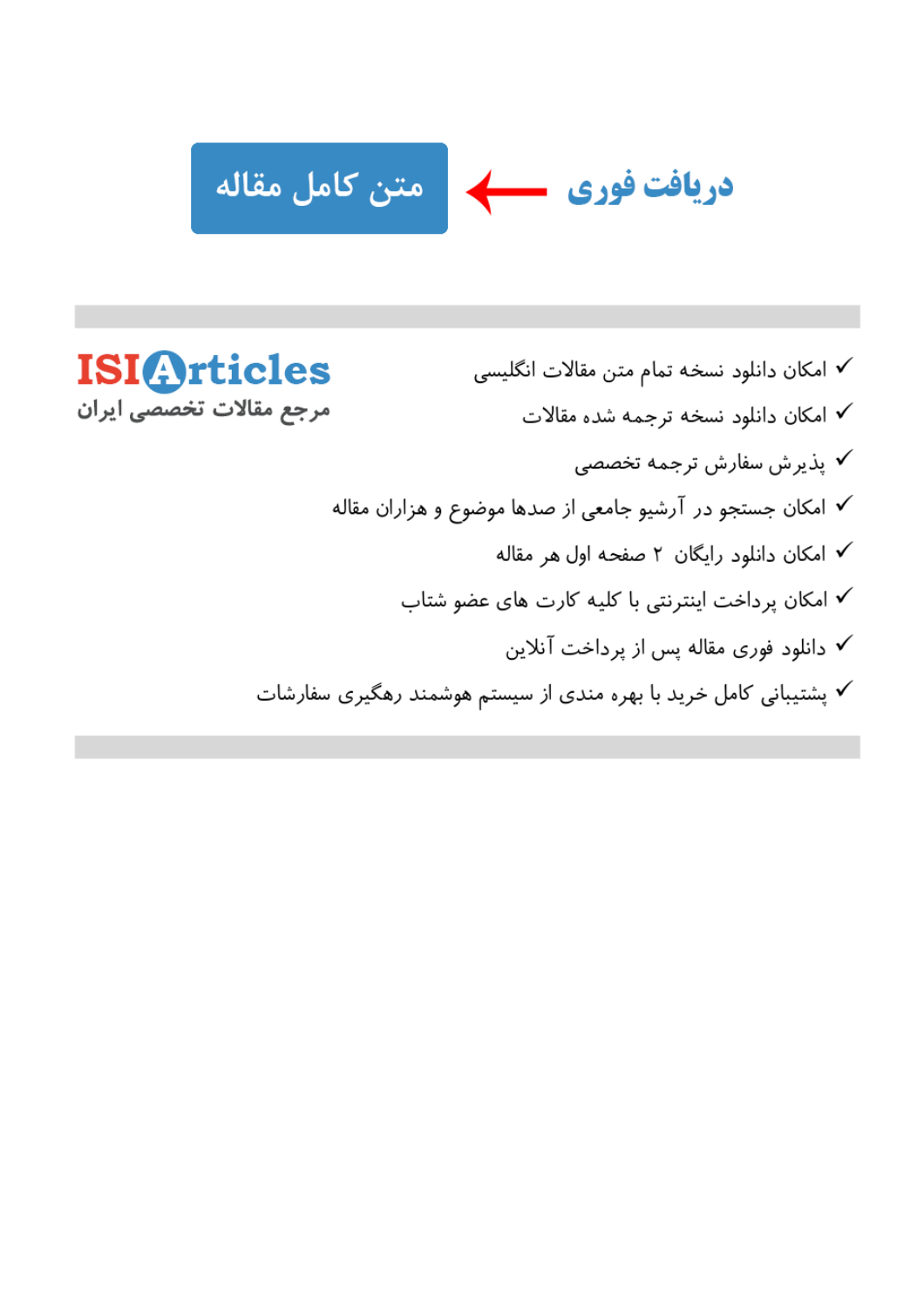دریافت فوری ← **متن کامل مقاله**

**ISIArticles**
مرجع مقالات تخصصی ایران

- ✓ امکان دانلود نسخه تمام متن مقالات انگلیسی
- ✓ امکان دانلود نسخه ترجمه شده مقالات
- ✓ پذیرش سفارش ترجمه تخصصی
- ✓ امکان جستجو در آرشیو جامعی از صدها موضوع و هزاران مقاله
- ✓ امکان دانلود رایگان ۲ صفحه اول هر مقاله
- ✓ امکان پرداخت اینترنتی با کلیه کارت های عضو شتاب
- ✓ دانلود فوری مقاله پس از پرداخت آنلاین
- ✓ پشتیبانی کامل خرید با بهره مندی از سیستم هوشمند رهگیری سفارشات